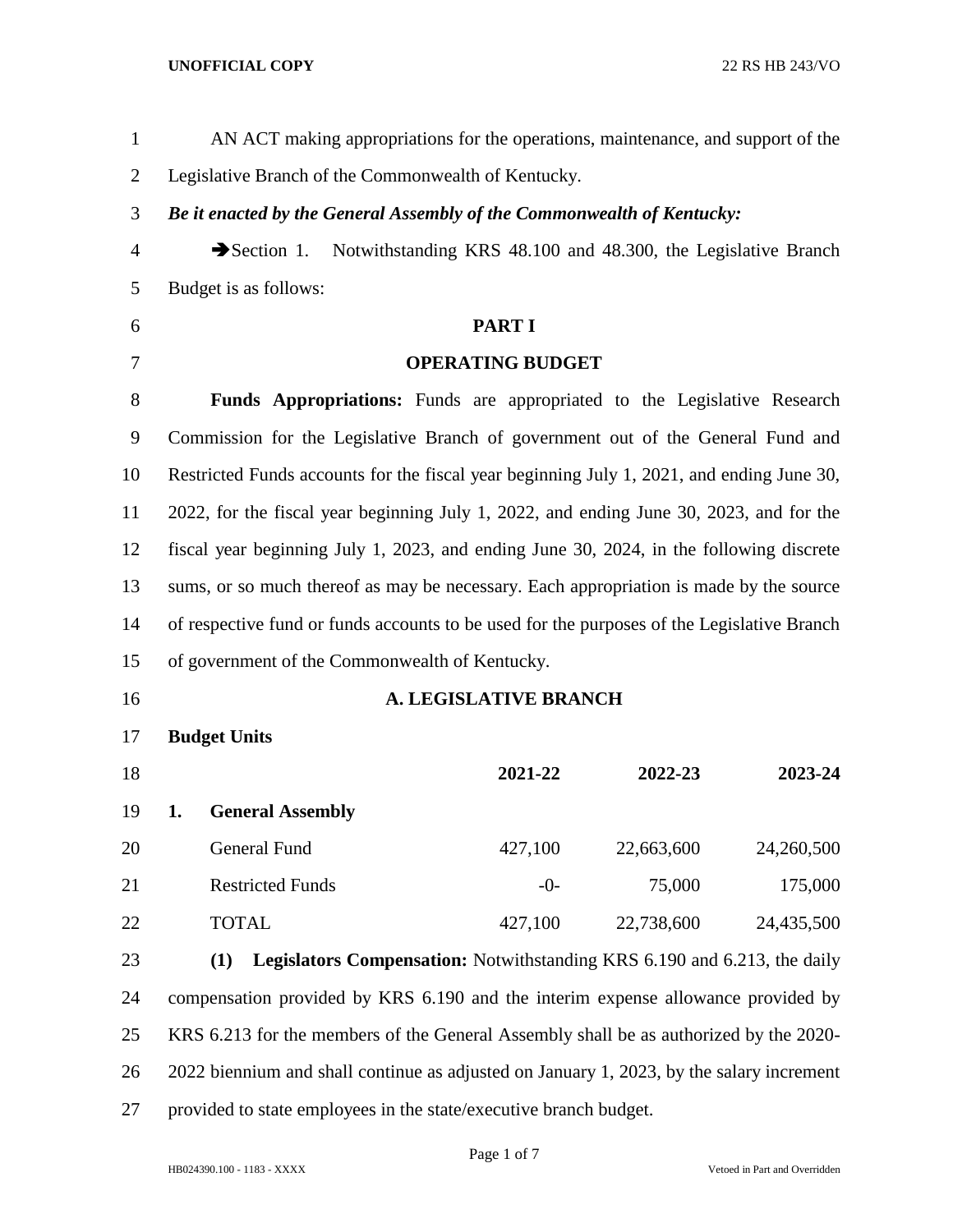AN ACT making appropriations for the operations, maintenance, and support of the Legislative Branch of the Commonwealth of Kentucky.

***Be it enacted by the General Assembly of the Commonwealth of Kentucky:***

➔Section 1. Notwithstanding KRS 48.100 and 48.300, the Legislative Branch Budget is as follows:

## PART I

## OPERATING BUDGET

**Funds Appropriations:** Funds are appropriated to the Legislative Research Commission for the Legislative Branch of government out of the General Fund and Restricted Funds accounts for the fiscal year beginning July 1, 2021, and ending June 30, 2022, for the fiscal year beginning July 1, 2022, and ending June 30, 2023, and for the fiscal year beginning July 1, 2023, and ending June 30, 2024, in the following discrete sums, or so much thereof as may be necessary. Each appropriation is made by the source of respective fund or funds accounts to be used for the purposes of the Legislative Branch of government of the Commonwealth of Kentucky.

### A. LEGISLATIVE BRANCH

**Budget Units**

| | 2021-22 | 2022-23 | 2023-24 |
|---|---|---|---|
| **1. General Assembly** | | | |
| General Fund | 427,100 | 22,663,600 | 24,260,500 |
| Restricted Funds | -0- | 75,000 | 175,000 |
| TOTAL | 427,100 | 22,738,600 | 24,435,500 |

**(1) Legislators Compensation:** Notwithstanding KRS 6.190 and 6.213, the daily compensation provided by KRS 6.190 and the interim expense allowance provided by KRS 6.213 for the members of the General Assembly shall be as authorized by the 2020-2022 biennium and shall continue as adjusted on January 1, 2023, by the salary increment provided to state employees in the state/executive branch budget.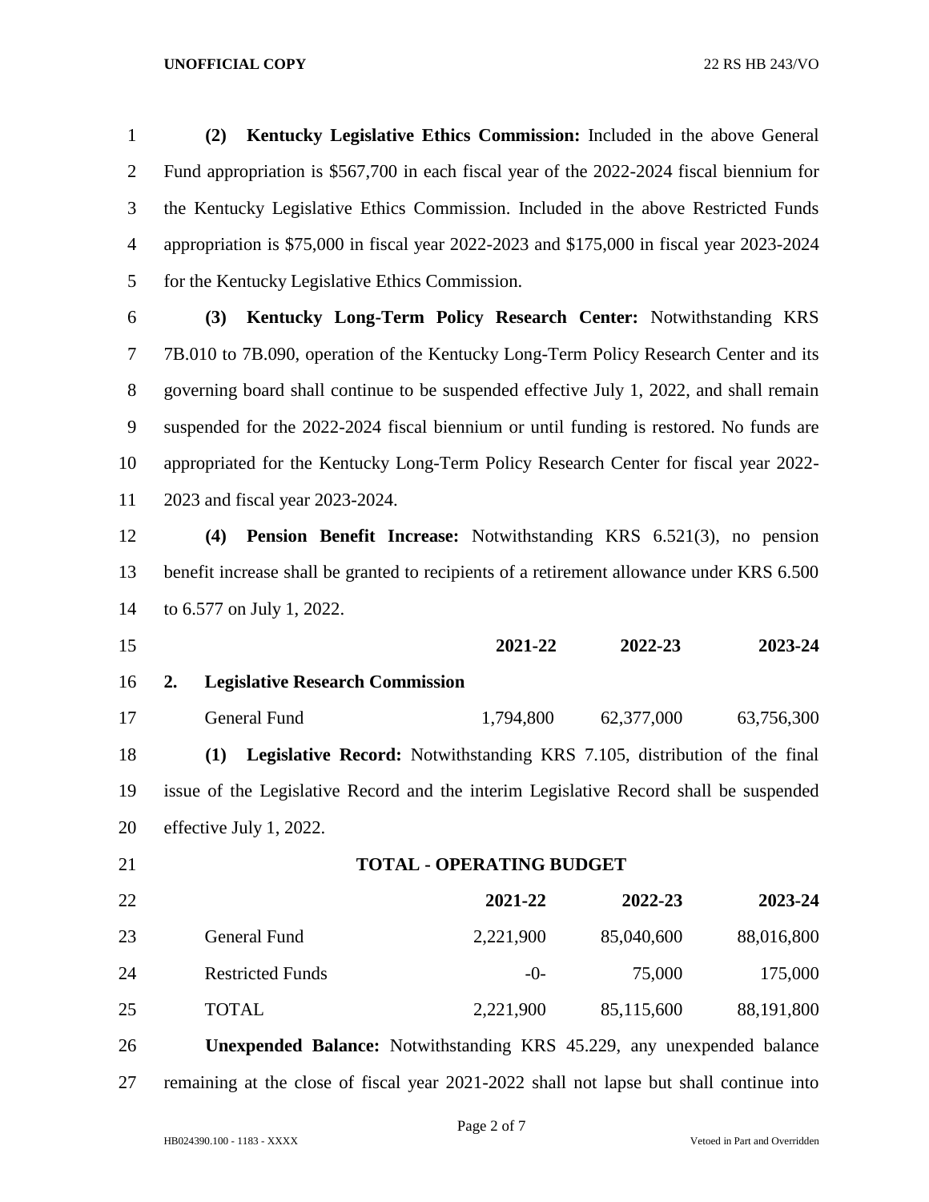**(2) Kentucky Legislative Ethics Commission:** Included in the above General Fund appropriation is $567,700 in each fiscal year of the 2022-2024 fiscal biennium for the Kentucky Legislative Ethics Commission. Included in the above Restricted Funds appropriation is $75,000 in fiscal year 2022-2023 and $175,000 in fiscal year 2023-2024 for the Kentucky Legislative Ethics Commission.

**(3) Kentucky Long-Term Policy Research Center:** Notwithstanding KRS 7B.010 to 7B.090, operation of the Kentucky Long-Term Policy Research Center and its governing board shall continue to be suspended effective July 1, 2022, and shall remain suspended for the 2022-2024 fiscal biennium or until funding is restored. No funds are appropriated for the Kentucky Long-Term Policy Research Center for fiscal year 2022-2023 and fiscal year 2023-2024.

**(4) Pension Benefit Increase:** Notwithstanding KRS 6.521(3), no pension benefit increase shall be granted to recipients of a retirement allowance under KRS 6.500 to 6.577 on July 1, 2022.

| | 2021-22 | 2022-23 | 2023-24 |
|---|---|---|---|
| **2. Legislative Research Commission** | | | |
| General Fund | 1,794,800 | 62,377,000 | 63,756,300 |

**(1) Legislative Record:** Notwithstanding KRS 7.105, distribution of the final issue of the Legislative Record and the interim Legislative Record shall be suspended effective July 1, 2022.

**TOTAL - OPERATING BUDGET**

| | 2021-22 | 2022-23 | 2023-24 |
|---|---|---|---|
| General Fund | 2,221,900 | 85,040,600 | 88,016,800 |
| Restricted Funds | -0- | 75,000 | 175,000 |
| TOTAL | 2,221,900 | 85,115,600 | 88,191,800 |

**Unexpended Balance:** Notwithstanding KRS 45.229, any unexpended balance remaining at the close of fiscal year 2021-2022 shall not lapse but shall continue into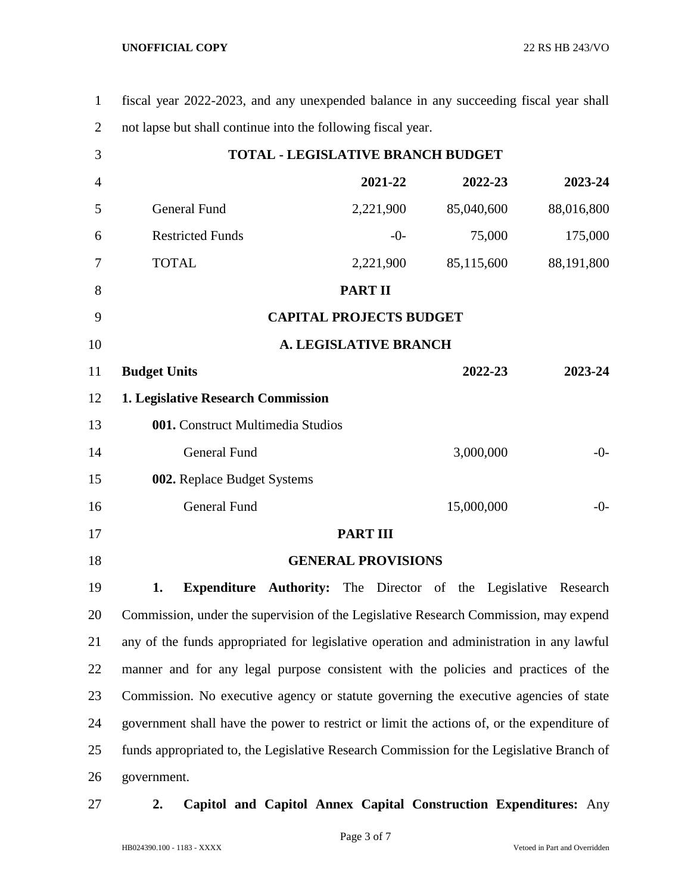fiscal year 2022-2023, and any unexpended balance in any succeeding fiscal year shall not lapse but shall continue into the following fiscal year.

**TOTAL - LEGISLATIVE BRANCH BUDGET**

| | 2021-22 | 2022-23 | 2023-24 |
|---|---|---|---|
| General Fund | 2,221,900 | 85,040,600 | 88,016,800 |
| Restricted Funds | -0- | 75,000 | 175,000 |
| TOTAL | 2,221,900 | 85,115,600 | 88,191,800 |

## PART II

## CAPITAL PROJECTS BUDGET

### A. LEGISLATIVE BRANCH

| **Budget Units** | **2022-23** | **2023-24** |
|---|---|---|
| **1. Legislative Research Commission** | | |
| **001.** Construct Multimedia Studios | | |
| General Fund | 3,000,000 | -0- |
| **002.** Replace Budget Systems | | |
| General Fund | 15,000,000 | -0- |

## PART III

## GENERAL PROVISIONS

**1. Expenditure Authority:** The Director of the Legislative Research Commission, under the supervision of the Legislative Research Commission, may expend any of the funds appropriated for legislative operation and administration in any lawful manner and for any legal purpose consistent with the policies and practices of the Commission. No executive agency or statute governing the executive agencies of state government shall have the power to restrict or limit the actions of, or the expenditure of funds appropriated to, the Legislative Research Commission for the Legislative Branch of government.

**2. Capitol and Capitol Annex Capital Construction Expenditures:** Any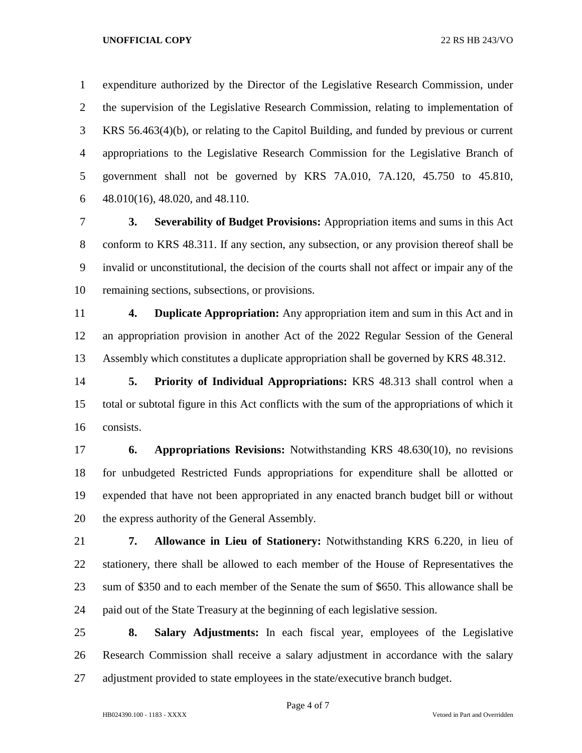expenditure authorized by the Director of the Legislative Research Commission, under the supervision of the Legislative Research Commission, relating to implementation of KRS 56.463(4)(b), or relating to the Capitol Building, and funded by previous or current appropriations to the Legislative Research Commission for the Legislative Branch of government shall not be governed by KRS 7A.010, 7A.120, 45.750 to 45.810, 48.010(16), 48.020, and 48.110.

**3. Severability of Budget Provisions:** Appropriation items and sums in this Act conform to KRS 48.311. If any section, any subsection, or any provision thereof shall be invalid or unconstitutional, the decision of the courts shall not affect or impair any of the remaining sections, subsections, or provisions.

**4. Duplicate Appropriation:** Any appropriation item and sum in this Act and in an appropriation provision in another Act of the 2022 Regular Session of the General Assembly which constitutes a duplicate appropriation shall be governed by KRS 48.312.

**5. Priority of Individual Appropriations:** KRS 48.313 shall control when a total or subtotal figure in this Act conflicts with the sum of the appropriations of which it consists.

**6. Appropriations Revisions:** Notwithstanding KRS 48.630(10), no revisions for unbudgeted Restricted Funds appropriations for expenditure shall be allotted or expended that have not been appropriated in any enacted branch budget bill or without the express authority of the General Assembly.

**7. Allowance in Lieu of Stationery:** Notwithstanding KRS 6.220, in lieu of stationery, there shall be allowed to each member of the House of Representatives the sum of $350 and to each member of the Senate the sum of $650. This allowance shall be paid out of the State Treasury at the beginning of each legislative session.

**8. Salary Adjustments:** In each fiscal year, employees of the Legislative Research Commission shall receive a salary adjustment in accordance with the salary adjustment provided to state employees in the state/executive branch budget.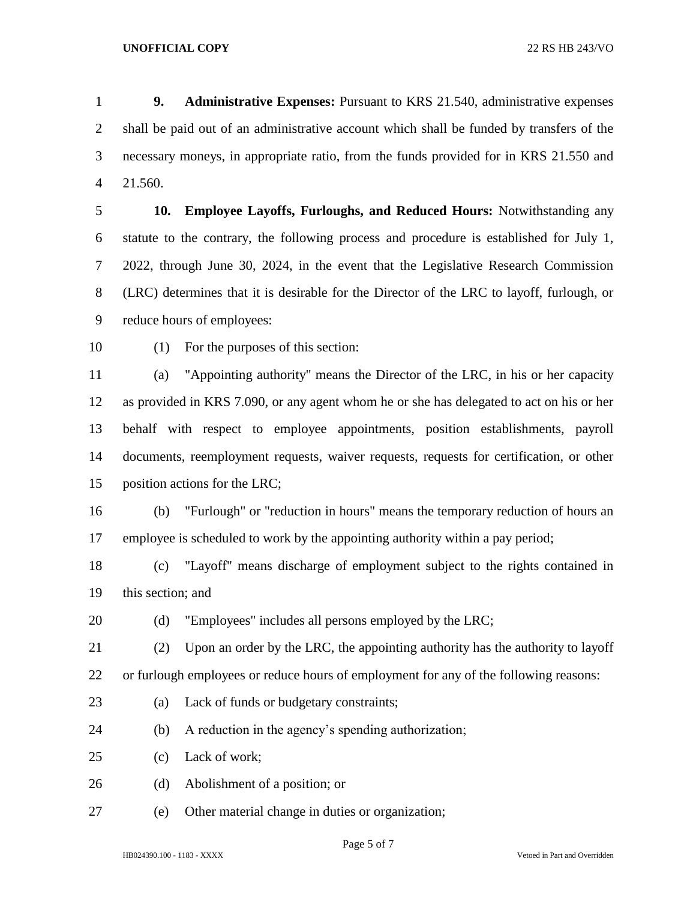**9. Administrative Expenses:** Pursuant to KRS 21.540, administrative expenses shall be paid out of an administrative account which shall be funded by transfers of the necessary moneys, in appropriate ratio, from the funds provided for in KRS 21.550 and 21.560.

**10. Employee Layoffs, Furloughs, and Reduced Hours:** Notwithstanding any statute to the contrary, the following process and procedure is established for July 1, 2022, through June 30, 2024, in the event that the Legislative Research Commission (LRC) determines that it is desirable for the Director of the LRC to layoff, furlough, or reduce hours of employees:

(1) For the purposes of this section:

(a) "Appointing authority" means the Director of the LRC, in his or her capacity as provided in KRS 7.090, or any agent whom he or she has delegated to act on his or her behalf with respect to employee appointments, position establishments, payroll documents, reemployment requests, waiver requests, requests for certification, or other position actions for the LRC;

(b) "Furlough" or "reduction in hours" means the temporary reduction of hours an employee is scheduled to work by the appointing authority within a pay period;

(c) "Layoff" means discharge of employment subject to the rights contained in this section; and

(d) "Employees" includes all persons employed by the LRC;

(2) Upon an order by the LRC, the appointing authority has the authority to layoff or furlough employees or reduce hours of employment for any of the following reasons:

(a) Lack of funds or budgetary constraints;

(b) A reduction in the agency's spending authorization;

(c) Lack of work;

(d) Abolishment of a position; or

(e) Other material change in duties or organization;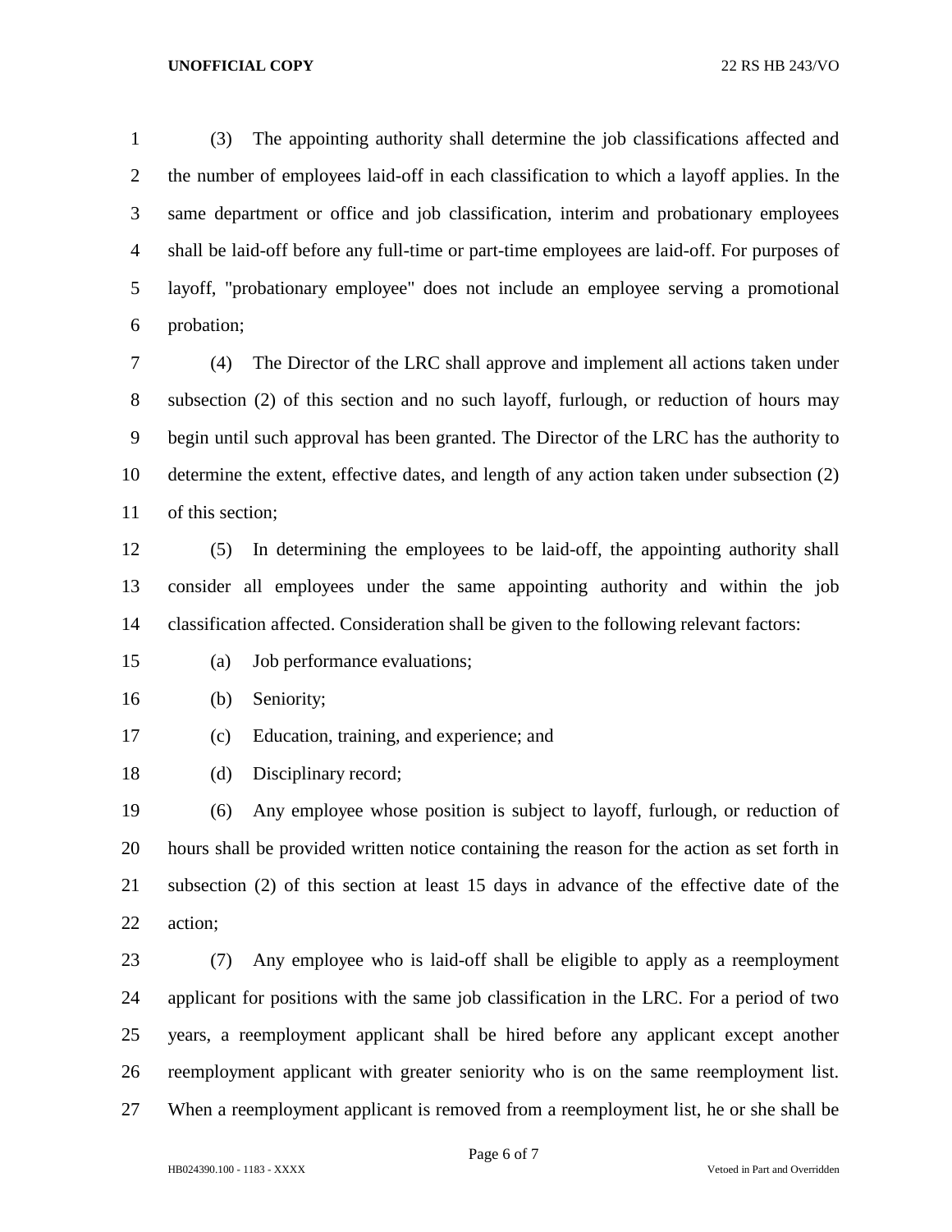(3) The appointing authority shall determine the job classifications affected and the number of employees laid-off in each classification to which a layoff applies. In the same department or office and job classification, interim and probationary employees shall be laid-off before any full-time or part-time employees are laid-off. For purposes of layoff, "probationary employee" does not include an employee serving a promotional probation;

(4) The Director of the LRC shall approve and implement all actions taken under subsection (2) of this section and no such layoff, furlough, or reduction of hours may begin until such approval has been granted. The Director of the LRC has the authority to determine the extent, effective dates, and length of any action taken under subsection (2) of this section;

(5) In determining the employees to be laid-off, the appointing authority shall consider all employees under the same appointing authority and within the job classification affected. Consideration shall be given to the following relevant factors:

(a) Job performance evaluations;

(b) Seniority;

(c) Education, training, and experience; and

(d) Disciplinary record;

(6) Any employee whose position is subject to layoff, furlough, or reduction of hours shall be provided written notice containing the reason for the action as set forth in subsection (2) of this section at least 15 days in advance of the effective date of the action;

(7) Any employee who is laid-off shall be eligible to apply as a reemployment applicant for positions with the same job classification in the LRC. For a period of two years, a reemployment applicant shall be hired before any applicant except another reemployment applicant with greater seniority who is on the same reemployment list. When a reemployment applicant is removed from a reemployment list, he or she shall be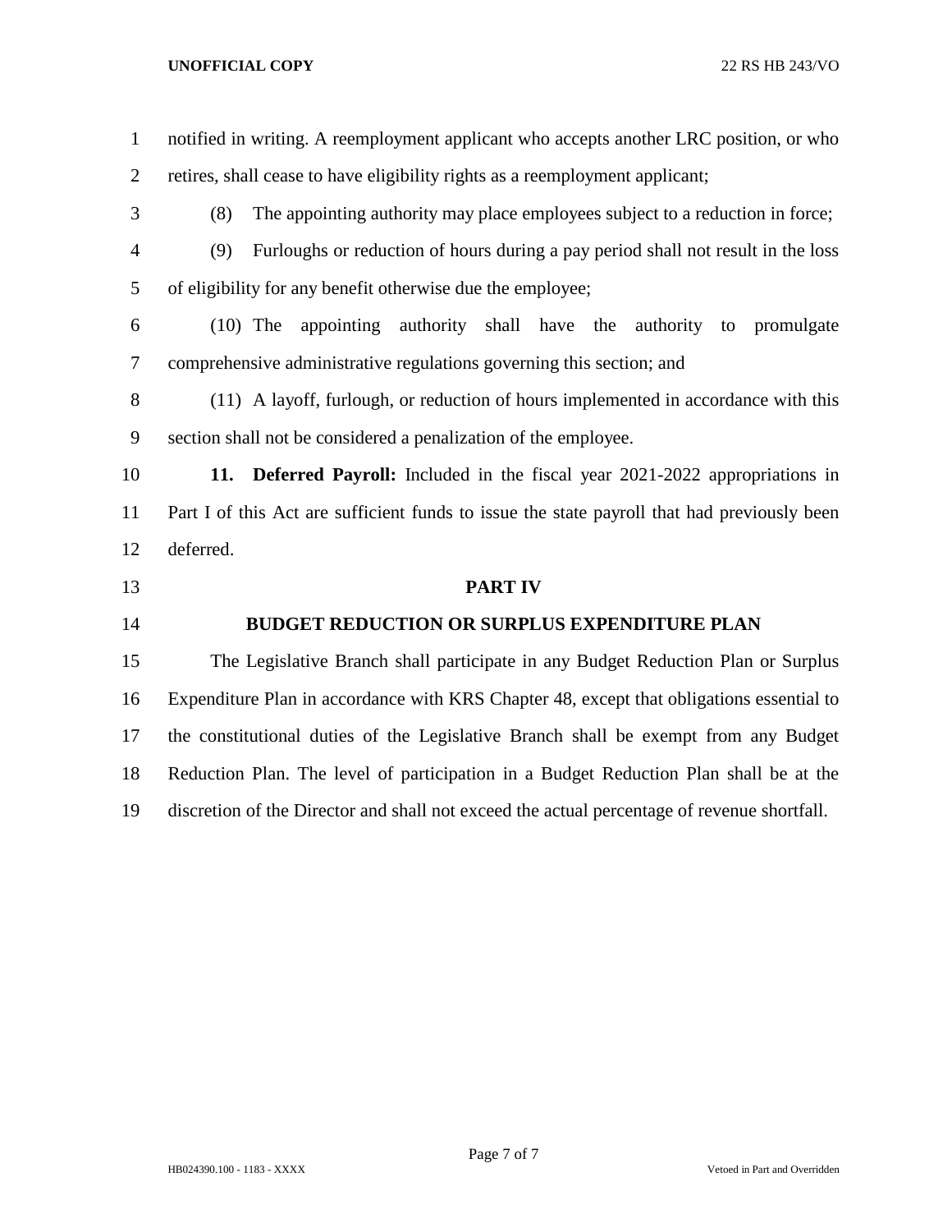notified in writing. A reemployment applicant who accepts another LRC position, or who retires, shall cease to have eligibility rights as a reemployment applicant;

(8) The appointing authority may place employees subject to a reduction in force;

(9) Furloughs or reduction of hours during a pay period shall not result in the loss of eligibility for any benefit otherwise due the employee;

(10) The appointing authority shall have the authority to promulgate comprehensive administrative regulations governing this section; and

(11) A layoff, furlough, or reduction of hours implemented in accordance with this section shall not be considered a penalization of the employee.

**11. Deferred Payroll:** Included in the fiscal year 2021-2022 appropriations in Part I of this Act are sufficient funds to issue the state payroll that had previously been deferred.

## PART IV

## BUDGET REDUCTION OR SURPLUS EXPENDITURE PLAN

The Legislative Branch shall participate in any Budget Reduction Plan or Surplus Expenditure Plan in accordance with KRS Chapter 48, except that obligations essential to the constitutional duties of the Legislative Branch shall be exempt from any Budget Reduction Plan. The level of participation in a Budget Reduction Plan shall be at the discretion of the Director and shall not exceed the actual percentage of revenue shortfall.